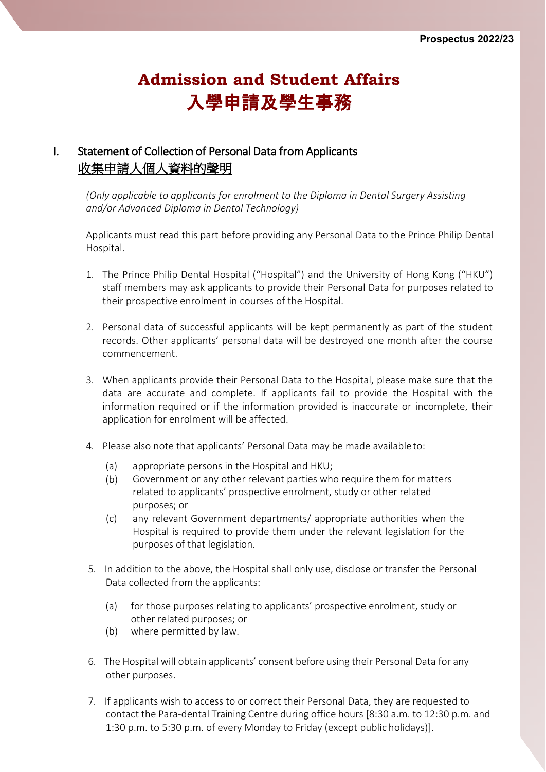# Admission and Student Affairs
# 入學申請及學生事務

## I. Statement of Collection of Personal Data from Applicants 收集申請人個人資料的聲明

*(Only applicable to applicants for enrolment to the Diploma in Dental Surgery Assisting and/or Advanced Diploma in Dental Technology)*

Applicants must read this part before providing any Personal Data to the Prince Philip Dental Hospital.

1. The Prince Philip Dental Hospital ("Hospital") and the University of Hong Kong ("HKU") staff members may ask applicants to provide their Personal Data for purposes related to their prospective enrolment in courses of the Hospital.

2. Personal data of successful applicants will be kept permanently as part of the student records. Other applicants' personal data will be destroyed one month after the course commencement.

3. When applicants provide their Personal Data to the Hospital, please make sure that the data are accurate and complete. If applicants fail to provide the Hospital with the information required or if the information provided is inaccurate or incomplete, their application for enrolment will be affected.

4. Please also note that applicants' Personal Data may be made available to:
   - (a) appropriate persons in the Hospital and HKU;
   - (b) Government or any other relevant parties who require them for matters related to applicants' prospective enrolment, study or other related purposes; or
   - (c) any relevant Government departments/ appropriate authorities when the Hospital is required to provide them under the relevant legislation for the purposes of that legislation.

5. In addition to the above, the Hospital shall only use, disclose or transfer the Personal Data collected from the applicants:
   - (a) for those purposes relating to applicants' prospective enrolment, study or other related purposes; or
   - (b) where permitted by law.

6. The Hospital will obtain applicants' consent before using their Personal Data for any other purposes.

7. If applicants wish to access to or correct their Personal Data, they are requested to contact the Para-dental Training Centre during office hours [8:30 a.m. to 12:30 p.m. and 1:30 p.m. to 5:30 p.m. of every Monday to Friday (except public holidays)].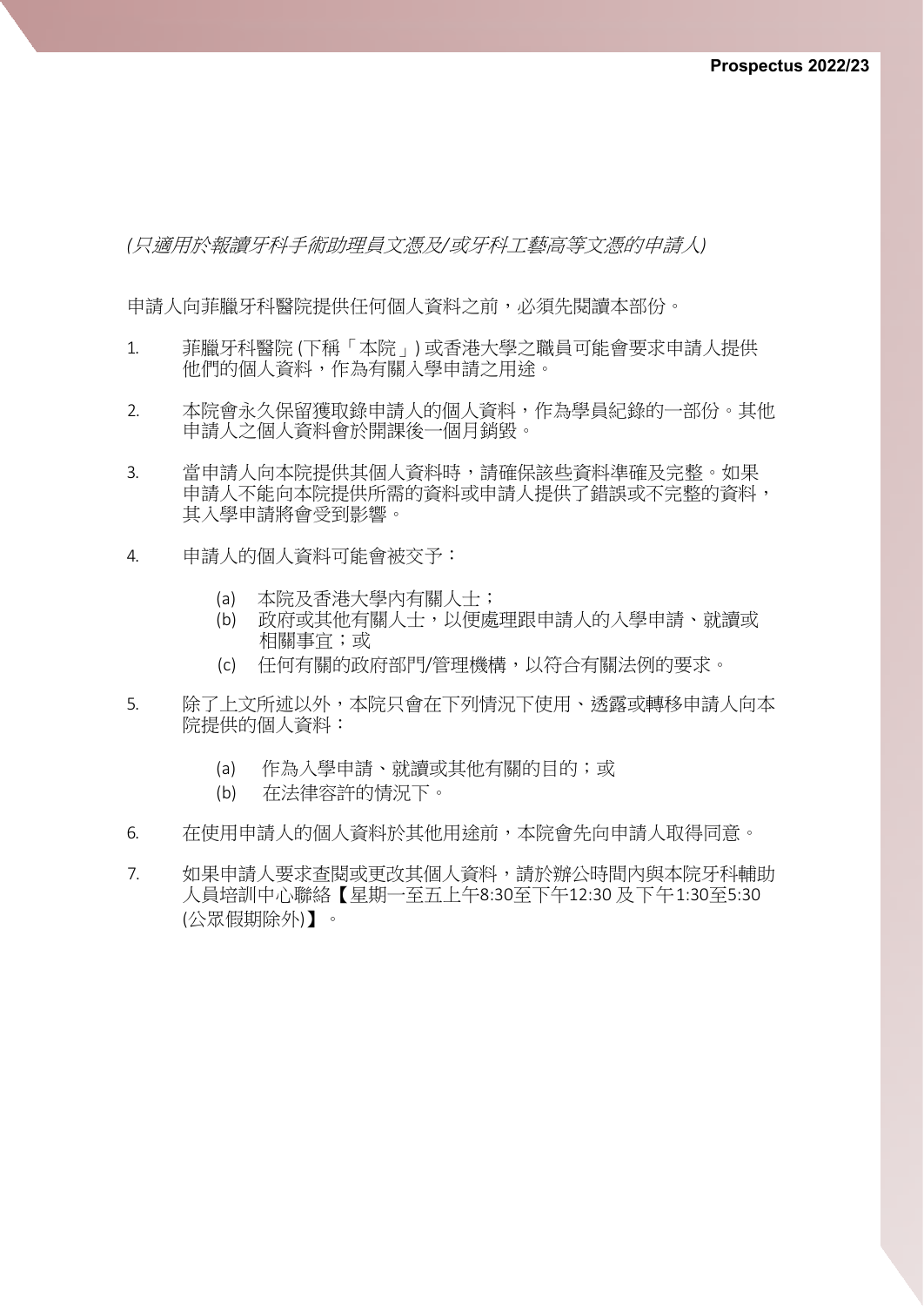*(只適用於報讀牙科手術助理員文憑及/或牙科工藝高等文憑的申請人)*

申請人向菲臘牙科醫院提供任何個人資料之前，必須先閱讀本部份。

1. 菲臘牙科醫院 (下稱「本院」) 或香港大學之職員可能會要求申請人提供他們的個人資料，作為有關入學申請之用途。

2. 本院會永久保留獲取錄申請人的個人資料，作為學員紀錄的一部份。其他申請人之個人資料會於開課後一個月銷毀。

3. 當申請人向本院提供其個人資料時，請確保該些資料準確及完整。如果申請人不能向本院提供所需的資料或申請人提供了錯誤或不完整的資料，其入學申請將會受到影響。

4. 申請人的個人資料可能會被交予：

   (a) 本院及香港大學內有關人士；
   (b) 政府或其他有關人士，以便處理跟申請人的入學申請、就讀或相關事宜；或
   (c) 任何有關的政府部門/管理機構，以符合有關法例的要求。

5. 除了上文所述以外，本院只會在下列情況下使用、透露或轉移申請人向本院提供的個人資料：

   (a) 作為入學申請、就讀或其他有關的目的；或
   (b) 在法律容許的情況下。

6. 在使用申請人的個人資料於其他用途前，本院會先向申請人取得同意。

7. 如果申請人要求查閱或更改其個人資料，請於辦公時間內與本院牙科輔助人員培訓中心聯絡【星期一至五上午8:30至下午12:30 及下午1:30至5:30 (公眾假期除外)】。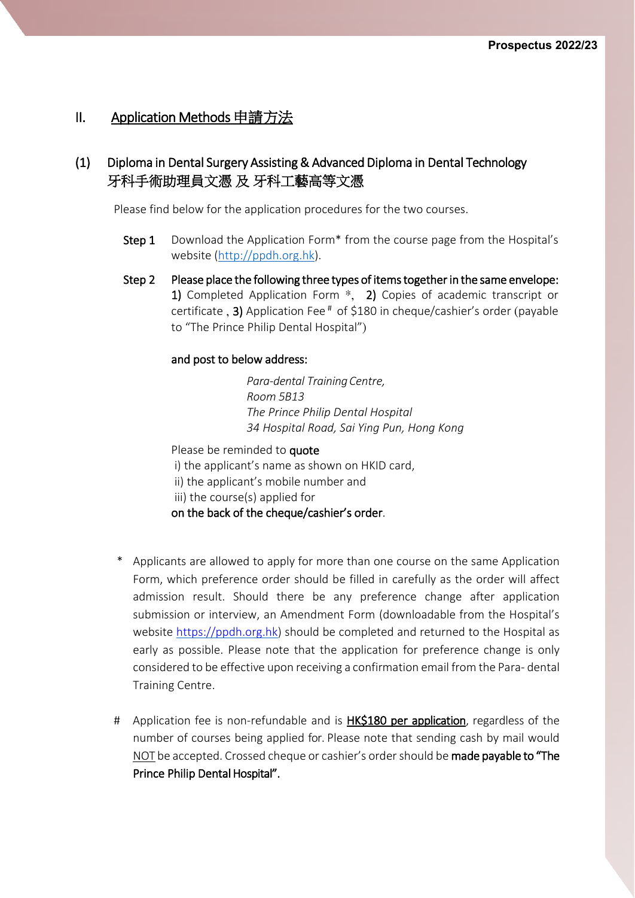## II. Application Methods 申請方法

### (1) Diploma in Dental Surgery Assisting & Advanced Diploma in Dental Technology 牙科手術助理員文憑 及 牙科工藝高等文憑

Please find below for the application procedures for the two courses.

**Step 1** Download the Application Form* from the course page from the Hospital's website (http://ppdh.org.hk).

**Step 2** **Please place the following three types of items together in the same envelope:** **1)** Completed Application Form *, **2)** Copies of academic transcript or certificate , **3)** Application Fee# of $180 in cheque/cashier's order (payable to "The Prince Philip Dental Hospital")

**and post to below address:**

*Para-dental Training Centre,*
*Room 5B13*
*The Prince Philip Dental Hospital*
*34 Hospital Road, Sai Ying Pun, Hong Kong*

Please be reminded to **quote**
i) the applicant's name as shown on HKID card,
ii) the applicant's mobile number and
iii) the course(s) applied for
**on the back of the cheque/cashier's order**.

* Applicants are allowed to apply for more than one course on the same Application Form, which preference order should be filled in carefully as the order will affect admission result. Should there be any preference change after application submission or interview, an Amendment Form (downloadable from the Hospital's website https://ppdh.org.hk) should be completed and returned to the Hospital as early as possible. Please note that the application for preference change is only considered to be effective upon receiving a confirmation email from the Para- dental Training Centre.

# Application fee is non-refundable and is **HK$180 per application**, regardless of the number of courses being applied for. Please note that sending cash by mail would NOT be accepted. Crossed cheque or cashier's order should be **made payable to "The Prince Philip Dental Hospital".**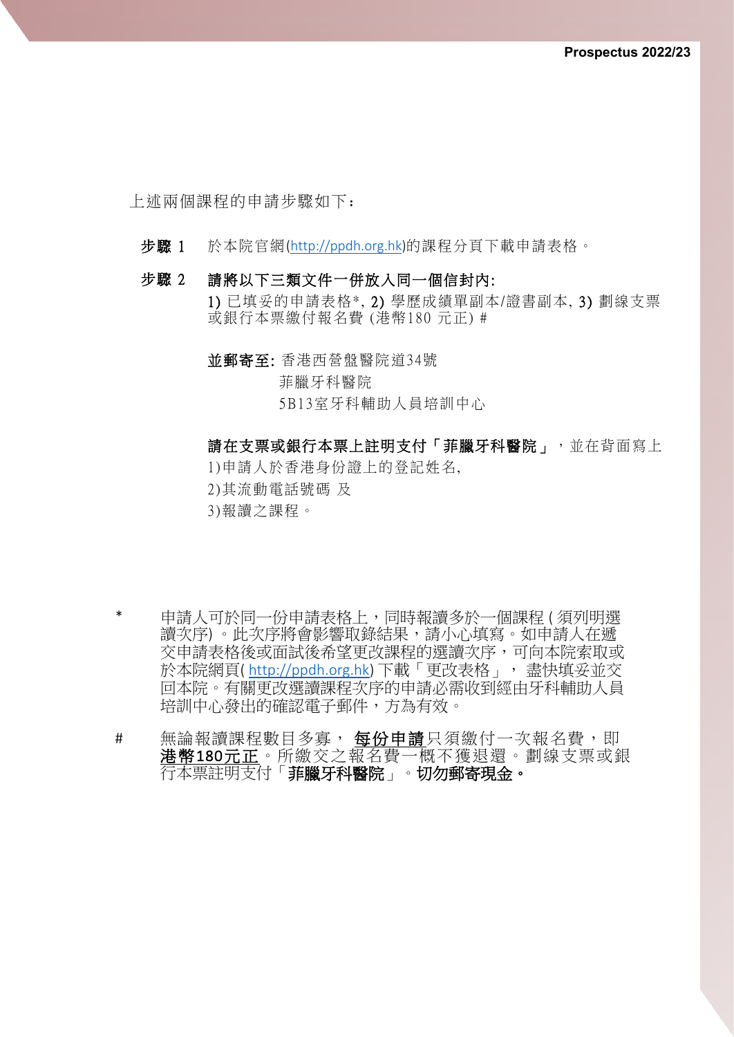上述兩個課程的申請步驟如下：

**步驟 1**　於本院官網(http://ppdh.org.hk)的課程分頁下載申請表格。

**步驟 2**　**請將以下三類文件一併放入同一個信封內:**

1) 已填妥的申請表格*, 2) 學歷成績單副本/證書副本, 3) 劃線支票或銀行本票繳付報名費 (港幣180 元正) #

**並郵寄至:** 香港西營盤醫院道34號
菲臘牙科醫院
5B13室牙科輔助人員培訓中心

**請在支票或銀行本票上註明支付「菲臘牙科醫院」**，並在背面寫上

1)申請人於香港身份證上的登記姓名,

2)其流動電話號碼 及

3)報讀之課程。

\*　申請人可於同一份申請表格上，同時報讀多於一個課程 ( 須列明選讀次序) 。此次序將會影響取錄結果，請小心填寫。如申請人在遞交申請表格後或面試後希望更改課程的選讀次序，可向本院索取或於本院網頁( http://ppdh.org.hk) 下載「更改表格」， 盡快填妥並交回本院。有關更改選讀課程次序的申請必需收到經由牙科輔助人員培訓中心發出的確認電子郵件，方為有效。

\#　無論報讀課程數目多寡， <u>**每份申請**</u>只須繳付一次報名費，即<u>**港幣180元正**</u>。所繳交之報名費一概不獲退還。劃線支票或銀行本票註明支付「**菲臘牙科醫院**」。**切勿郵寄現金。**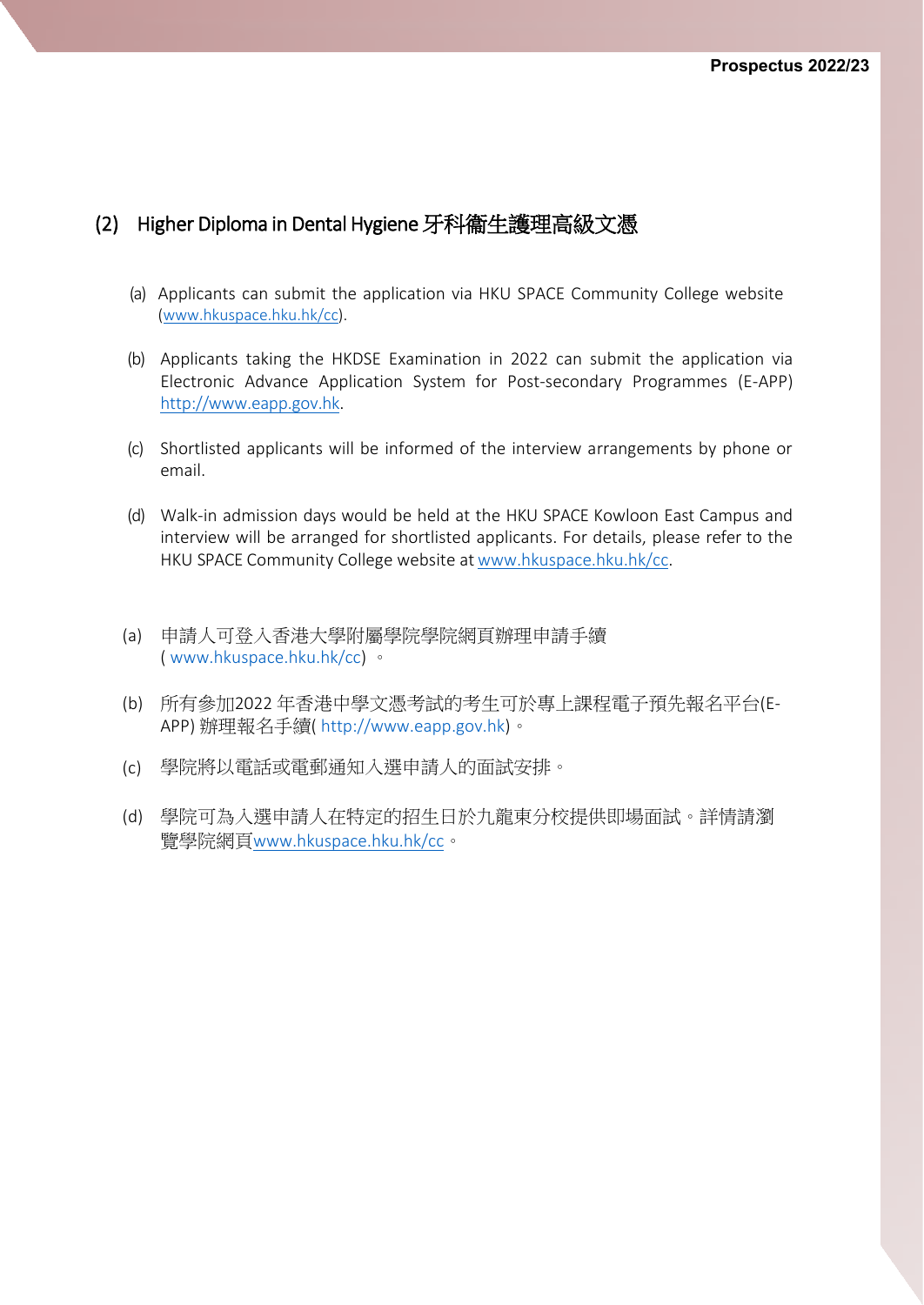## (2) Higher Diploma in Dental Hygiene 牙科衞生護理高級文憑

(a) Applicants can submit the application via HKU SPACE Community College website (www.hkuspace.hku.hk/cc).

(b) Applicants taking the HKDSE Examination in 2022 can submit the application via Electronic Advance Application System for Post-secondary Programmes (E-APP) http://www.eapp.gov.hk.

(c) Shortlisted applicants will be informed of the interview arrangements by phone or email.

(d) Walk-in admission days would be held at the HKU SPACE Kowloon East Campus and interview will be arranged for shortlisted applicants. For details, please refer to the HKU SPACE Community College website at www.hkuspace.hku.hk/cc.

(a) 申請人可登入香港大學附屬學院學院網頁辦理申請手續 ( www.hkuspace.hku.hk/cc) 。

(b) 所有參加2022 年香港中學文憑考試的考生可於專上課程電子預先報名平台(E-APP) 辦理報名手續( http://www.eapp.gov.hk) 。

(c) 學院將以電話或電郵通知入選申請人的面試安排。

(d) 學院可為入選申請人在特定的招生日於九龍東分校提供即場面試。詳情請瀏覽學院網頁www.hkuspace.hku.hk/cc 。